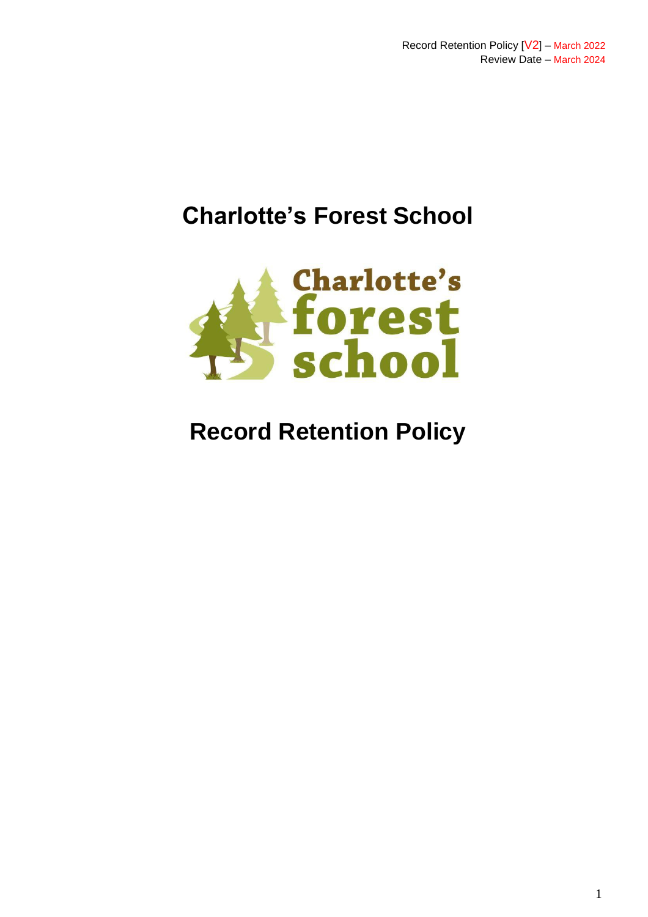Record Retention Policy [V2] – March 2022
Review Date – March 2024

# Charlotte's Forest School

# Record Retention Policy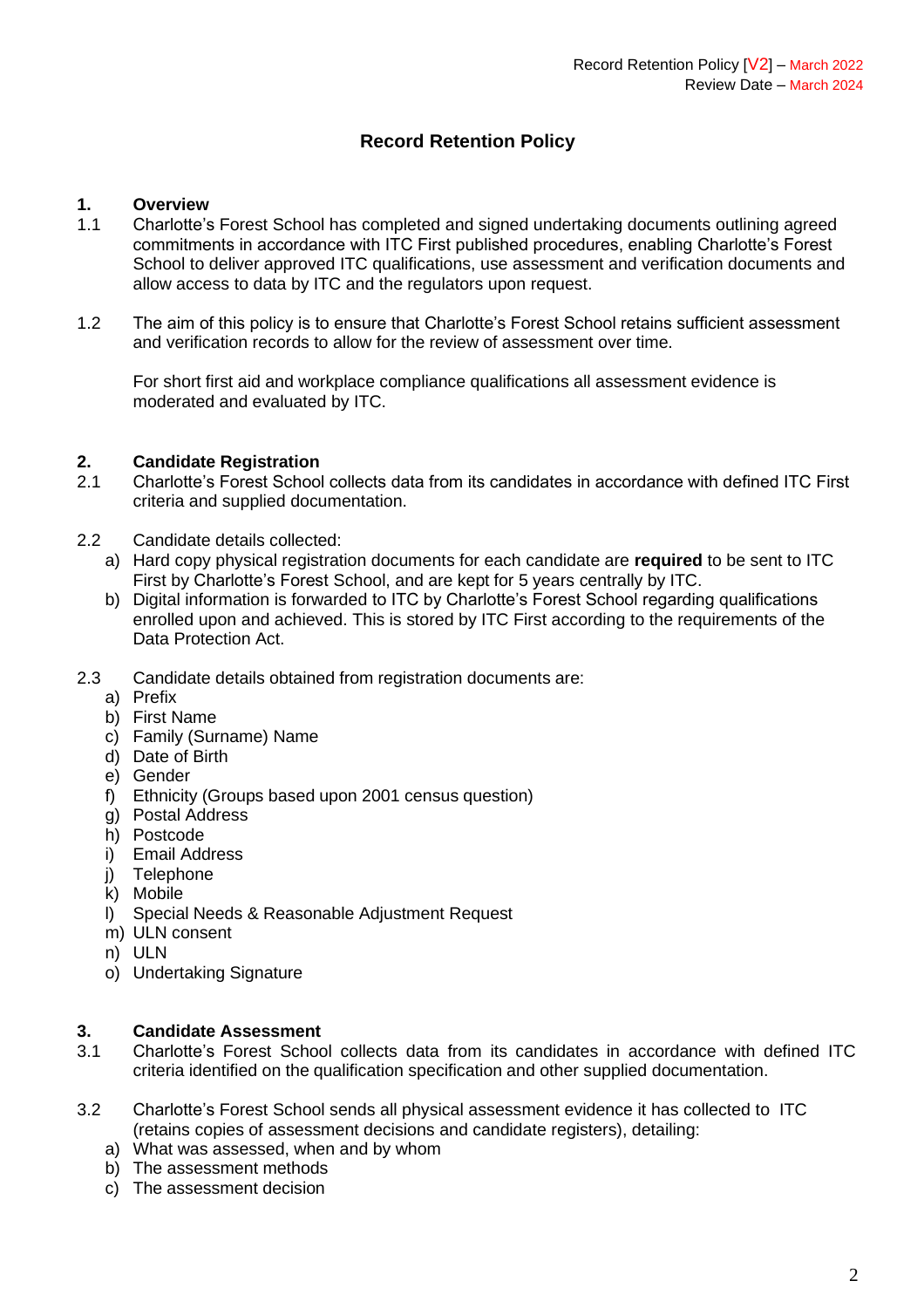# Record Retention Policy

## 1. Overview

1.1 Charlotte's Forest School has completed and signed undertaking documents outlining agreed commitments in accordance with ITC First published procedures, enabling Charlotte's Forest School to deliver approved ITC qualifications, use assessment and verification documents and allow access to data by ITC and the regulators upon request.

1.2 The aim of this policy is to ensure that Charlotte's Forest School retains sufficient assessment and verification records to allow for the review of assessment over time.

For short first aid and workplace compliance qualifications all assessment evidence is moderated and evaluated by ITC.

## 2. Candidate Registration

2.1 Charlotte's Forest School collects data from its candidates in accordance with defined ITC First criteria and supplied documentation.

2.2 Candidate details collected:

a) Hard copy physical registration documents for each candidate are **required** to be sent to ITC First by Charlotte's Forest School, and are kept for 5 years centrally by ITC.
b) Digital information is forwarded to ITC by Charlotte's Forest School regarding qualifications enrolled upon and achieved. This is stored by ITC First according to the requirements of the Data Protection Act.

2.3 Candidate details obtained from registration documents are:

a) Prefix
b) First Name
c) Family (Surname) Name
d) Date of Birth
e) Gender
f) Ethnicity (Groups based upon 2001 census question)
g) Postal Address
h) Postcode
i) Email Address
j) Telephone
k) Mobile
l) Special Needs & Reasonable Adjustment Request
m) ULN consent
n) ULN
o) Undertaking Signature

## 3. Candidate Assessment

3.1 Charlotte's Forest School collects data from its candidates in accordance with defined ITC criteria identified on the qualification specification and other supplied documentation.

3.2 Charlotte's Forest School sends all physical assessment evidence it has collected to ITC (retains copies of assessment decisions and candidate registers), detailing:

a) What was assessed, when and by whom
b) The assessment methods
c) The assessment decision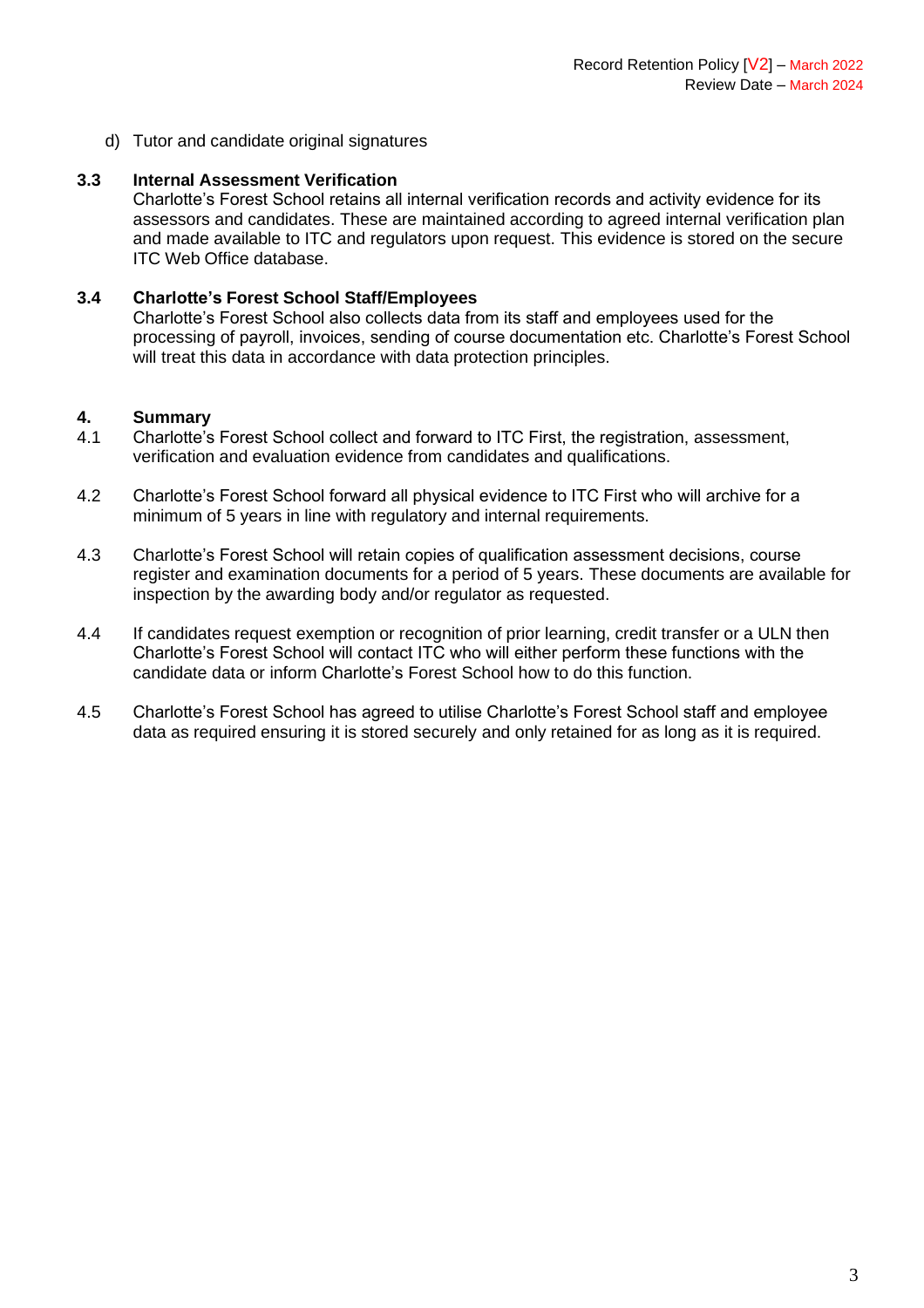d) Tutor and candidate original signatures

### 3.3 Internal Assessment Verification

Charlotte's Forest School retains all internal verification records and activity evidence for its assessors and candidates. These are maintained according to agreed internal verification plan and made available to ITC and regulators upon request. This evidence is stored on the secure ITC Web Office database.

### 3.4 Charlotte's Forest School Staff/Employees

Charlotte's Forest School also collects data from its staff and employees used for the processing of payroll, invoices, sending of course documentation etc. Charlotte's Forest School will treat this data in accordance with data protection principles.

## 4. Summary

4.1 Charlotte's Forest School collect and forward to ITC First, the registration, assessment, verification and evaluation evidence from candidates and qualifications.

4.2 Charlotte's Forest School forward all physical evidence to ITC First who will archive for a minimum of 5 years in line with regulatory and internal requirements.

4.3 Charlotte's Forest School will retain copies of qualification assessment decisions, course register and examination documents for a period of 5 years. These documents are available for inspection by the awarding body and/or regulator as requested.

4.4 If candidates request exemption or recognition of prior learning, credit transfer or a ULN then Charlotte's Forest School will contact ITC who will either perform these functions with the candidate data or inform Charlotte's Forest School how to do this function.

4.5 Charlotte's Forest School has agreed to utilise Charlotte's Forest School staff and employee data as required ensuring it is stored securely and only retained for as long as it is required.